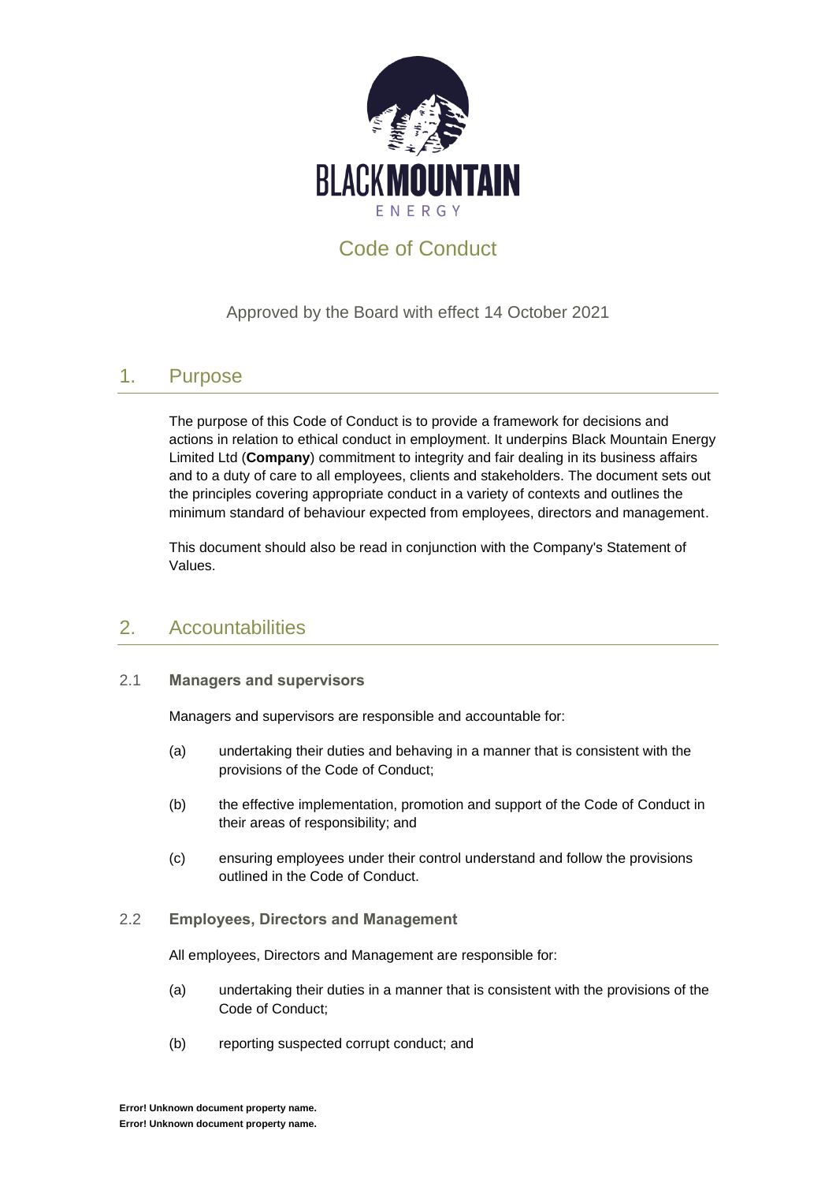BLACK MOUNTAIN ENERGY

# Code of Conduct

Approved by the Board with effect 14 October 2021

## 1. Purpose

The purpose of this Code of Conduct is to provide a framework for decisions and actions in relation to ethical conduct in employment. It underpins Black Mountain Energy Limited Ltd (**Company**) commitment to integrity and fair dealing in its business affairs and to a duty of care to all employees, clients and stakeholders. The document sets out the principles covering appropriate conduct in a variety of contexts and outlines the minimum standard of behaviour expected from employees, directors and management.

This document should also be read in conjunction with the Company's Statement of Values.

## 2. Accountabilities

### 2.1 Managers and supervisors

Managers and supervisors are responsible and accountable for:

(a) undertaking their duties and behaving in a manner that is consistent with the provisions of the Code of Conduct;

(b) the effective implementation, promotion and support of the Code of Conduct in their areas of responsibility; and

(c) ensuring employees under their control understand and follow the provisions outlined in the Code of Conduct.

### 2.2 Employees, Directors and Management

All employees, Directors and Management are responsible for:

(a) undertaking their duties in a manner that is consistent with the provisions of the Code of Conduct;

(b) reporting suspected corrupt conduct; and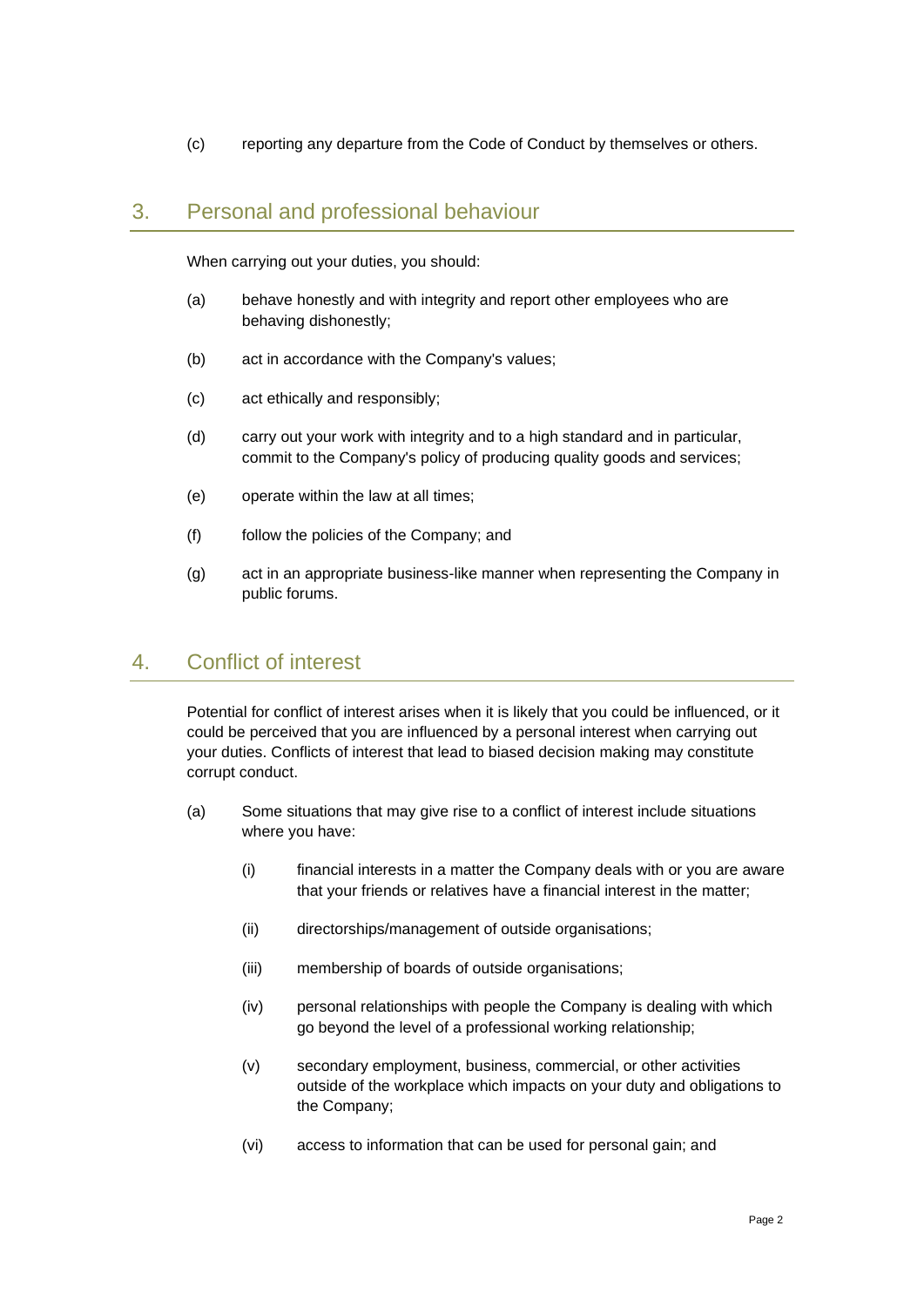(c) reporting any departure from the Code of Conduct by themselves or others.

## 3. Personal and professional behaviour

When carrying out your duties, you should:

(a) behave honestly and with integrity and report other employees who are behaving dishonestly;

(b) act in accordance with the Company's values;

(c) act ethically and responsibly;

(d) carry out your work with integrity and to a high standard and in particular, commit to the Company's policy of producing quality goods and services;

(e) operate within the law at all times;

(f) follow the policies of the Company; and

(g) act in an appropriate business-like manner when representing the Company in public forums.

## 4. Conflict of interest

Potential for conflict of interest arises when it is likely that you could be influenced, or it could be perceived that you are influenced by a personal interest when carrying out your duties. Conflicts of interest that lead to biased decision making may constitute corrupt conduct.

(a) Some situations that may give rise to a conflict of interest include situations where you have:

   (i) financial interests in a matter the Company deals with or you are aware that your friends or relatives have a financial interest in the matter;

   (ii) directorships/management of outside organisations;

   (iii) membership of boards of outside organisations;

   (iv) personal relationships with people the Company is dealing with which go beyond the level of a professional working relationship;

   (v) secondary employment, business, commercial, or other activities outside of the workplace which impacts on your duty and obligations to the Company;

   (vi) access to information that can be used for personal gain; and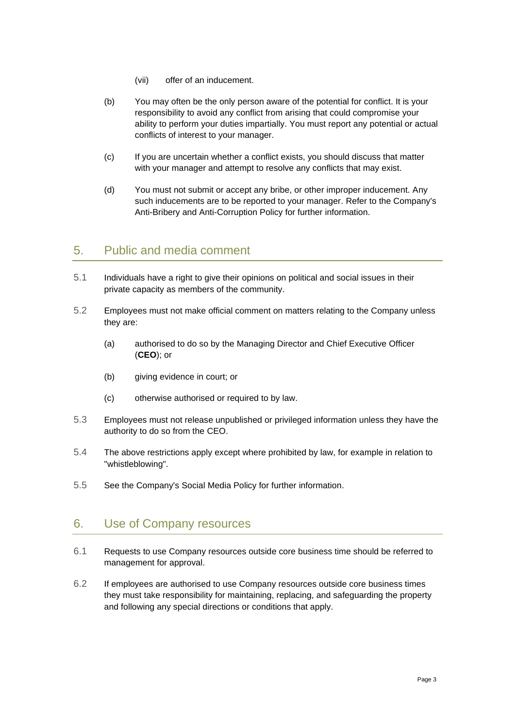(vii) offer of an inducement.

(b) You may often be the only person aware of the potential for conflict. It is your responsibility to avoid any conflict from arising that could compromise your ability to perform your duties impartially. You must report any potential or actual conflicts of interest to your manager.

(c) If you are uncertain whether a conflict exists, you should discuss that matter with your manager and attempt to resolve any conflicts that may exist.

(d) You must not submit or accept any bribe, or other improper inducement. Any such inducements are to be reported to your manager. Refer to the Company's Anti-Bribery and Anti-Corruption Policy for further information.

## 5. Public and media comment

5.1 Individuals have a right to give their opinions on political and social issues in their private capacity as members of the community.

5.2 Employees must not make official comment on matters relating to the Company unless they are:

(a) authorised to do so by the Managing Director and Chief Executive Officer (**CEO**); or

(b) giving evidence in court; or

(c) otherwise authorised or required to by law.

5.3 Employees must not release unpublished or privileged information unless they have the authority to do so from the CEO.

5.4 The above restrictions apply except where prohibited by law, for example in relation to "whistleblowing".

5.5 See the Company's Social Media Policy for further information.

## 6. Use of Company resources

6.1 Requests to use Company resources outside core business time should be referred to management for approval.

6.2 If employees are authorised to use Company resources outside core business times they must take responsibility for maintaining, replacing, and safeguarding the property and following any special directions or conditions that apply.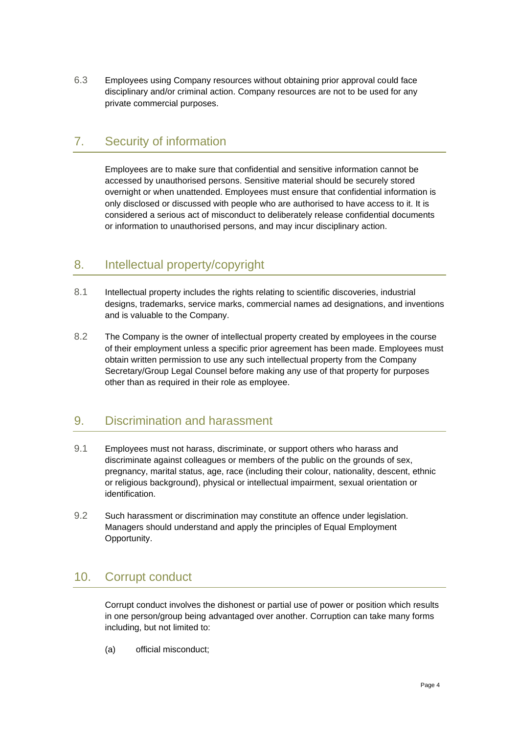6.3 Employees using Company resources without obtaining prior approval could face disciplinary and/or criminal action. Company resources are not to be used for any private commercial purposes.

## 7. Security of information

Employees are to make sure that confidential and sensitive information cannot be accessed by unauthorised persons. Sensitive material should be securely stored overnight or when unattended. Employees must ensure that confidential information is only disclosed or discussed with people who are authorised to have access to it. It is considered a serious act of misconduct to deliberately release confidential documents or information to unauthorised persons, and may incur disciplinary action.

## 8. Intellectual property/copyright

8.1 Intellectual property includes the rights relating to scientific discoveries, industrial designs, trademarks, service marks, commercial names ad designations, and inventions and is valuable to the Company.

8.2 The Company is the owner of intellectual property created by employees in the course of their employment unless a specific prior agreement has been made. Employees must obtain written permission to use any such intellectual property from the Company Secretary/Group Legal Counsel before making any use of that property for purposes other than as required in their role as employee.

## 9. Discrimination and harassment

9.1 Employees must not harass, discriminate, or support others who harass and discriminate against colleagues or members of the public on the grounds of sex, pregnancy, marital status, age, race (including their colour, nationality, descent, ethnic or religious background), physical or intellectual impairment, sexual orientation or identification.

9.2 Such harassment or discrimination may constitute an offence under legislation. Managers should understand and apply the principles of Equal Employment Opportunity.

## 10. Corrupt conduct

Corrupt conduct involves the dishonest or partial use of power or position which results in one person/group being advantaged over another. Corruption can take many forms including, but not limited to:

(a) official misconduct;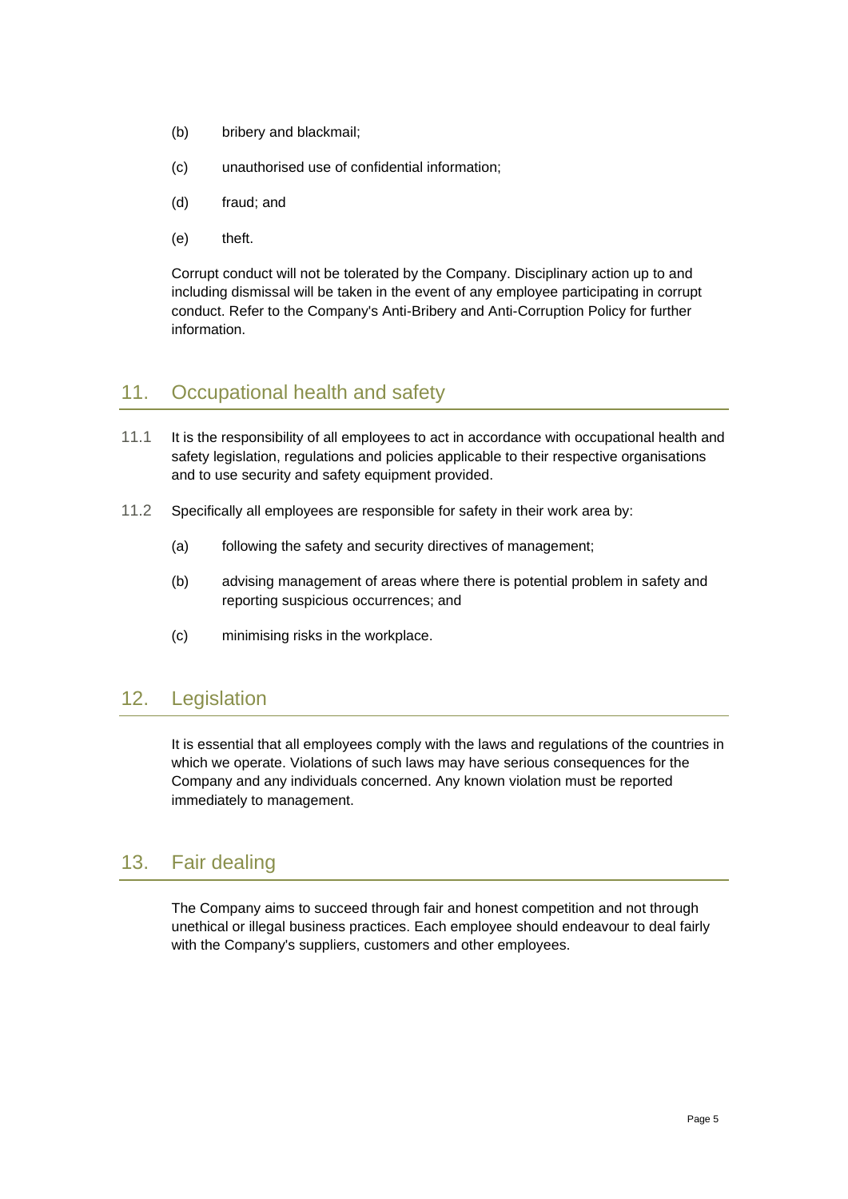(b) bribery and blackmail;

(c) unauthorised use of confidential information;

(d) fraud; and

(e) theft.

Corrupt conduct will not be tolerated by the Company. Disciplinary action up to and including dismissal will be taken in the event of any employee participating in corrupt conduct. Refer to the Company's Anti-Bribery and Anti-Corruption Policy for further information.

## 11. Occupational health and safety

11.1 It is the responsibility of all employees to act in accordance with occupational health and safety legislation, regulations and policies applicable to their respective organisations and to use security and safety equipment provided.

11.2 Specifically all employees are responsible for safety in their work area by:

(a) following the safety and security directives of management;

(b) advising management of areas where there is potential problem in safety and reporting suspicious occurrences; and

(c) minimising risks in the workplace.

## 12. Legislation

It is essential that all employees comply with the laws and regulations of the countries in which we operate. Violations of such laws may have serious consequences for the Company and any individuals concerned. Any known violation must be reported immediately to management.

## 13. Fair dealing

The Company aims to succeed through fair and honest competition and not through unethical or illegal business practices. Each employee should endeavour to deal fairly with the Company's suppliers, customers and other employees.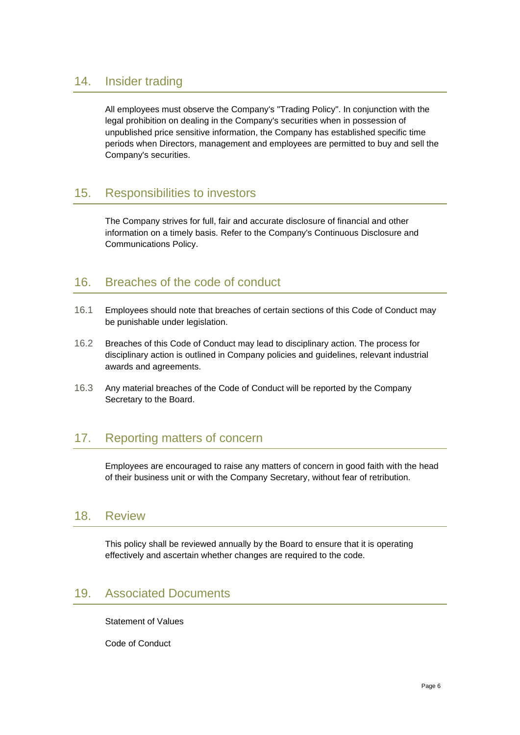## 14. Insider trading

All employees must observe the Company's "Trading Policy". In conjunction with the legal prohibition on dealing in the Company's securities when in possession of unpublished price sensitive information, the Company has established specific time periods when Directors, management and employees are permitted to buy and sell the Company's securities.

## 15. Responsibilities to investors

The Company strives for full, fair and accurate disclosure of financial and other information on a timely basis. Refer to the Company's Continuous Disclosure and Communications Policy.

## 16. Breaches of the code of conduct

16.1 Employees should note that breaches of certain sections of this Code of Conduct may be punishable under legislation.

16.2 Breaches of this Code of Conduct may lead to disciplinary action. The process for disciplinary action is outlined in Company policies and guidelines, relevant industrial awards and agreements.

16.3 Any material breaches of the Code of Conduct will be reported by the Company Secretary to the Board.

## 17. Reporting matters of concern

Employees are encouraged to raise any matters of concern in good faith with the head of their business unit or with the Company Secretary, without fear of retribution.

## 18. Review

This policy shall be reviewed annually by the Board to ensure that it is operating effectively and ascertain whether changes are required to the code.

## 19. Associated Documents

Statement of Values

Code of Conduct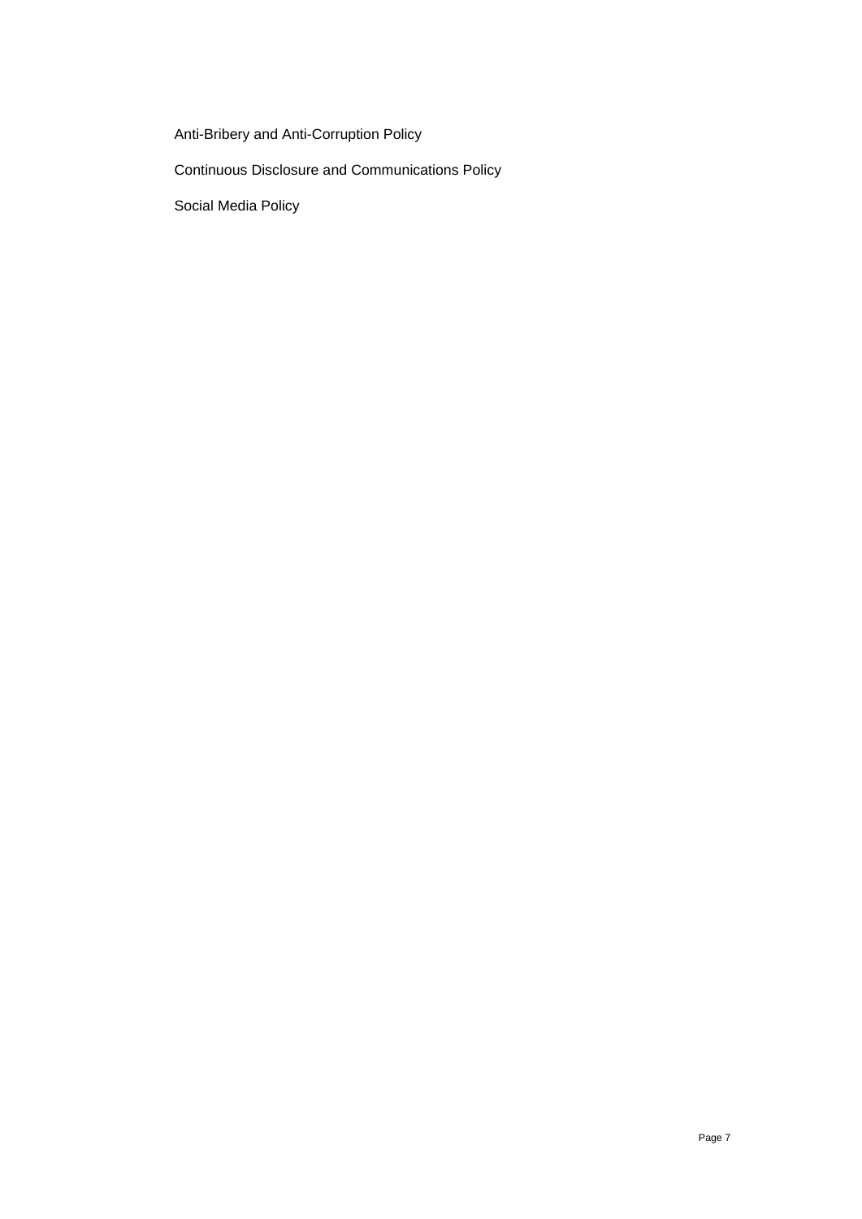Anti-Bribery and Anti-Corruption Policy

Continuous Disclosure and Communications Policy

Social Media Policy